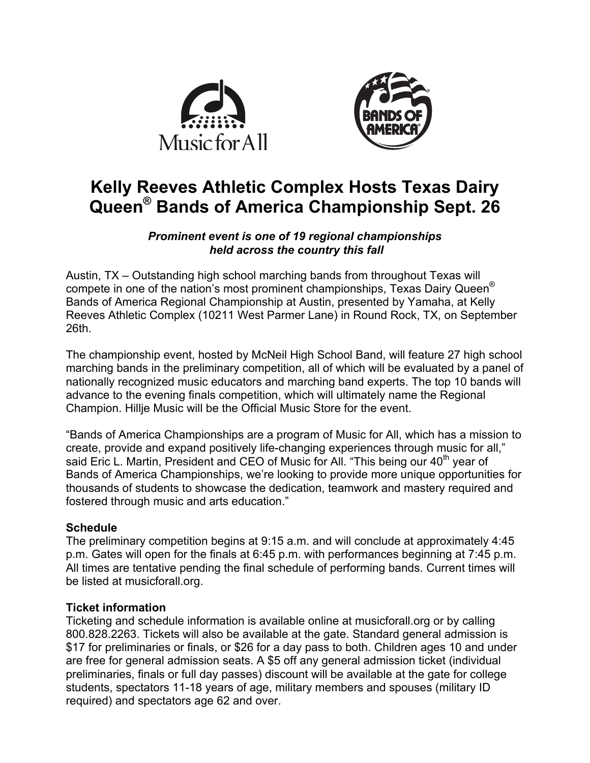# Kelly Reeves Athletic Complex Hosts Texas Dairy Queen® Bands of America Championship Sept. 26

***Prominent event is one of 19 regional championships held across the country this fall***

Austin, TX – Outstanding high school marching bands from throughout Texas will compete in one of the nation's most prominent championships, Texas Dairy Queen® Bands of America Regional Championship at Austin, presented by Yamaha, at Kelly Reeves Athletic Complex (10211 West Parmer Lane) in Round Rock, TX, on September 26th.

The championship event, hosted by McNeil High School Band, will feature 27 high school marching bands in the preliminary competition, all of which will be evaluated by a panel of nationally recognized music educators and marching band experts. The top 10 bands will advance to the evening finals competition, which will ultimately name the Regional Champion. Hillje Music will be the Official Music Store for the event.

"Bands of America Championships are a program of Music for All, which has a mission to create, provide and expand positively life-changing experiences through music for all," said Eric L. Martin, President and CEO of Music for All. "This being our 40th year of Bands of America Championships, we're looking to provide more unique opportunities for thousands of students to showcase the dedication, teamwork and mastery required and fostered through music and arts education."

**Schedule**

The preliminary competition begins at 9:15 a.m. and will conclude at approximately 4:45 p.m. Gates will open for the finals at 6:45 p.m. with performances beginning at 7:45 p.m. All times are tentative pending the final schedule of performing bands. Current times will be listed at musicforall.org.

**Ticket information**

Ticketing and schedule information is available online at musicforall.org or by calling 800.828.2263. Tickets will also be available at the gate. Standard general admission is $17 for preliminaries or finals, or $26 for a day pass to both. Children ages 10 and under are free for general admission seats. A $5 off any general admission ticket (individual preliminaries, finals or full day passes) discount will be available at the gate for college students, spectators 11-18 years of age, military members and spouses (military ID required) and spectators age 62 and over.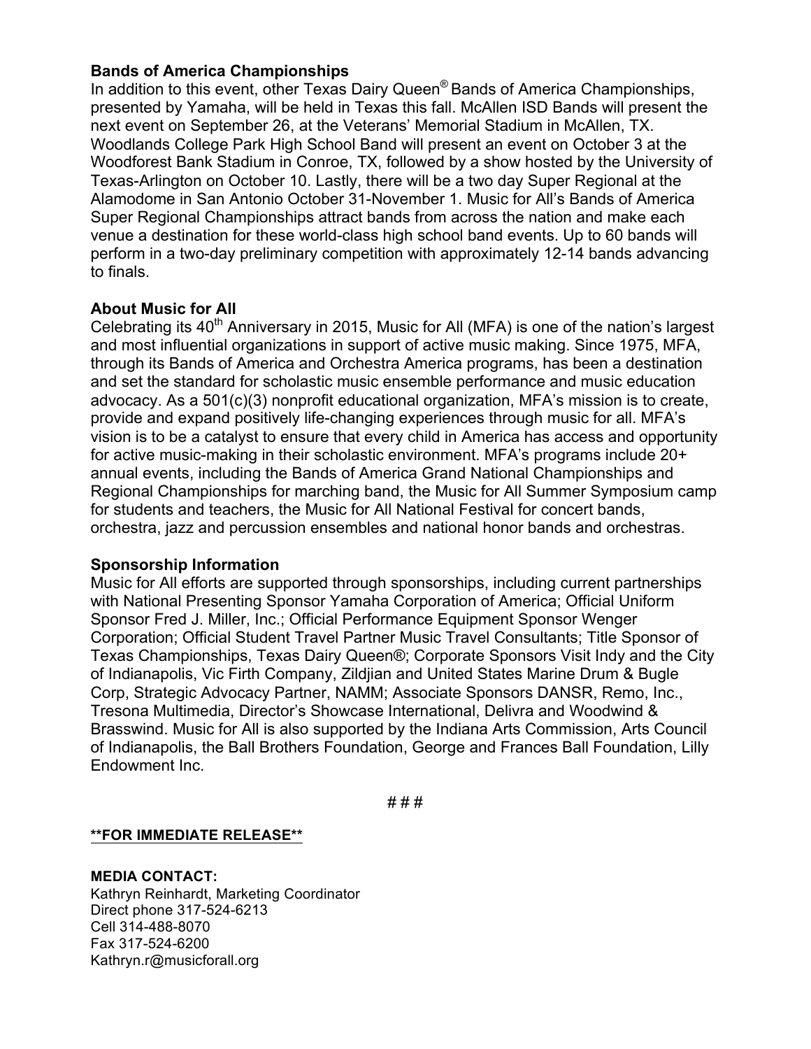## Bands of America Championships

In addition to this event, other Texas Dairy Queen® Bands of America Championships, presented by Yamaha, will be held in Texas this fall. McAllen ISD Bands will present the next event on September 26, at the Veterans' Memorial Stadium in McAllen, TX. Woodlands College Park High School Band will present an event on October 3 at the Woodforest Bank Stadium in Conroe, TX, followed by a show hosted by the University of Texas-Arlington on October 10. Lastly, there will be a two day Super Regional at the Alamodome in San Antonio October 31-November 1. Music for All's Bands of America Super Regional Championships attract bands from across the nation and make each venue a destination for these world-class high school band events. Up to 60 bands will perform in a two-day preliminary competition with approximately 12-14 bands advancing to finals.

## About Music for All

Celebrating its 40th Anniversary in 2015, Music for All (MFA) is one of the nation's largest and most influential organizations in support of active music making. Since 1975, MFA, through its Bands of America and Orchestra America programs, has been a destination and set the standard for scholastic music ensemble performance and music education advocacy. As a 501(c)(3) nonprofit educational organization, MFA's mission is to create, provide and expand positively life-changing experiences through music for all. MFA's vision is to be a catalyst to ensure that every child in America has access and opportunity for active music-making in their scholastic environment. MFA's programs include 20+ annual events, including the Bands of America Grand National Championships and Regional Championships for marching band, the Music for All Summer Symposium camp for students and teachers, the Music for All National Festival for concert bands, orchestra, jazz and percussion ensembles and national honor bands and orchestras.

## Sponsorship Information

Music for All efforts are supported through sponsorships, including current partnerships with National Presenting Sponsor Yamaha Corporation of America; Official Uniform Sponsor Fred J. Miller, Inc.; Official Performance Equipment Sponsor Wenger Corporation; Official Student Travel Partner Music Travel Consultants; Title Sponsor of Texas Championships, Texas Dairy Queen®; Corporate Sponsors Visit Indy and the City of Indianapolis, Vic Firth Company, Zildjian and United States Marine Drum & Bugle Corp, Strategic Advocacy Partner, NAMM; Associate Sponsors DANSR, Remo, Inc., Tresona Multimedia, Director's Showcase International, Delivra and Woodwind & Brasswind. Music for All is also supported by the Indiana Arts Commission, Arts Council of Indianapolis, the Ball Brothers Foundation, George and Frances Ball Foundation, Lilly Endowment Inc.

# # #

**\*\*FOR IMMEDIATE RELEASE\*\***

**MEDIA CONTACT:**
Kathryn Reinhardt, Marketing Coordinator
Direct phone 317-524-6213
Cell 314-488-8070
Fax 317-524-6200
Kathryn.r@musicforall.org